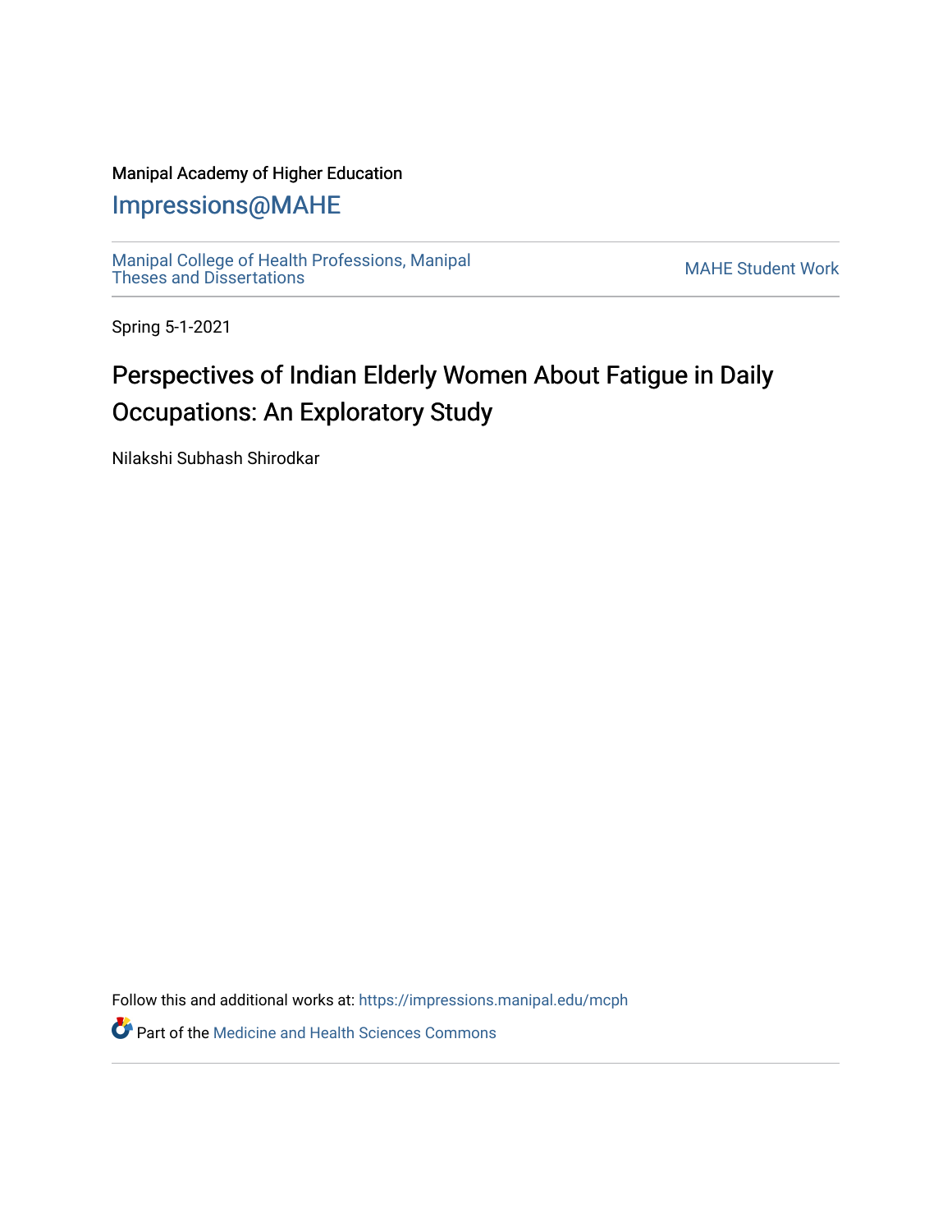Manipal Academy of Higher Education

# Impressions@MAHE

Manipal College of Health Professions, Manipal Theses and Dissertations

MAHE Student Work

Spring 5-1-2021

## Perspectives of Indian Elderly Women About Fatigue in Daily Occupations: An Exploratory Study

Nilakshi Subhash Shirodkar

Follow this and additional works at: https://impressions.manipal.edu/mcph

Part of the Medicine and Health Sciences Commons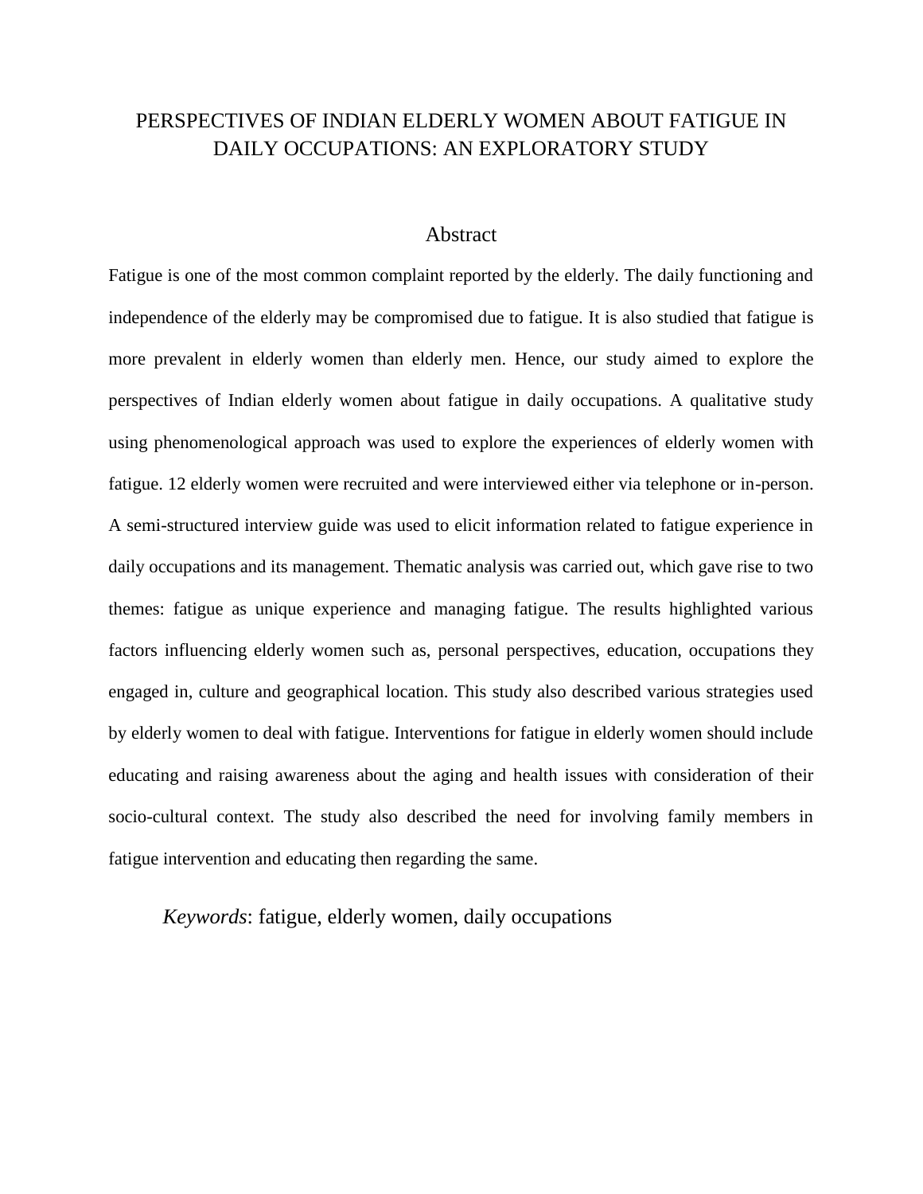# PERSPECTIVES OF INDIAN ELDERLY WOMEN ABOUT FATIGUE IN DAILY OCCUPATIONS: AN EXPLORATORY STUDY

## Abstract

Fatigue is one of the most common complaint reported by the elderly. The daily functioning and independence of the elderly may be compromised due to fatigue. It is also studied that fatigue is more prevalent in elderly women than elderly men. Hence, our study aimed to explore the perspectives of Indian elderly women about fatigue in daily occupations. A qualitative study using phenomenological approach was used to explore the experiences of elderly women with fatigue. 12 elderly women were recruited and were interviewed either via telephone or in-person. A semi-structured interview guide was used to elicit information related to fatigue experience in daily occupations and its management. Thematic analysis was carried out, which gave rise to two themes: fatigue as unique experience and managing fatigue. The results highlighted various factors influencing elderly women such as, personal perspectives, education, occupations they engaged in, culture and geographical location. This study also described various strategies used by elderly women to deal with fatigue. Interventions for fatigue in elderly women should include educating and raising awareness about the aging and health issues with consideration of their socio-cultural context. The study also described the need for involving family members in fatigue intervention and educating then regarding the same.

*Keywords*: fatigue, elderly women, daily occupations